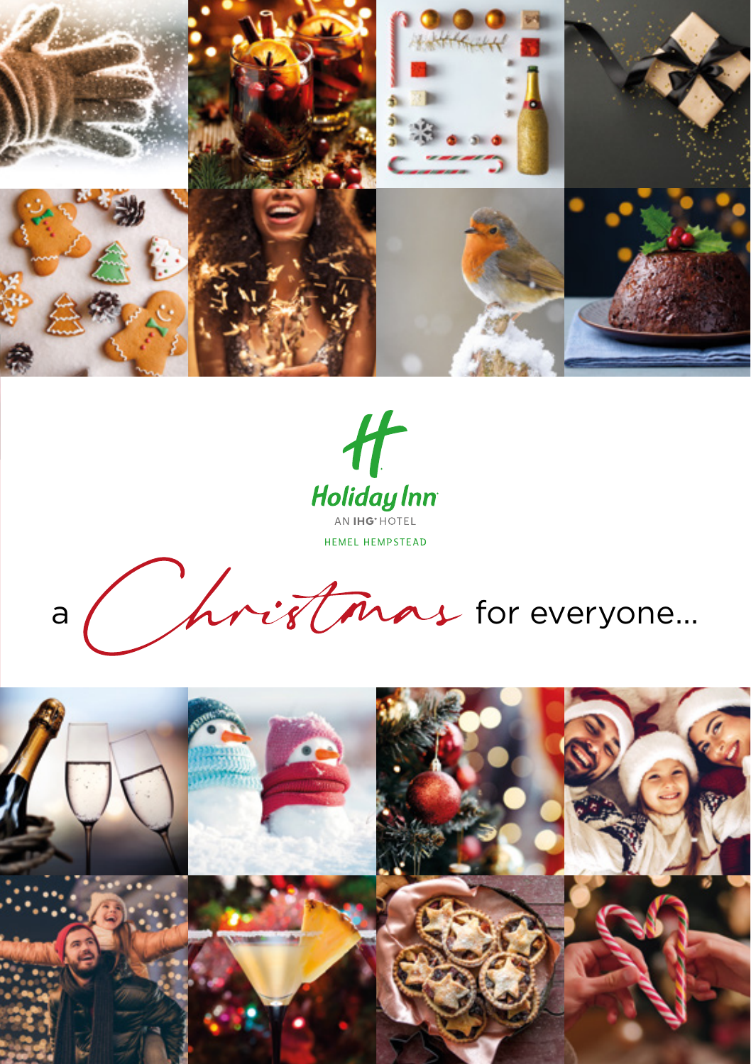Holiday Inn

AN IHG® HOTEL

HEMEL HEMPSTEAD

# a Christmas for everyone...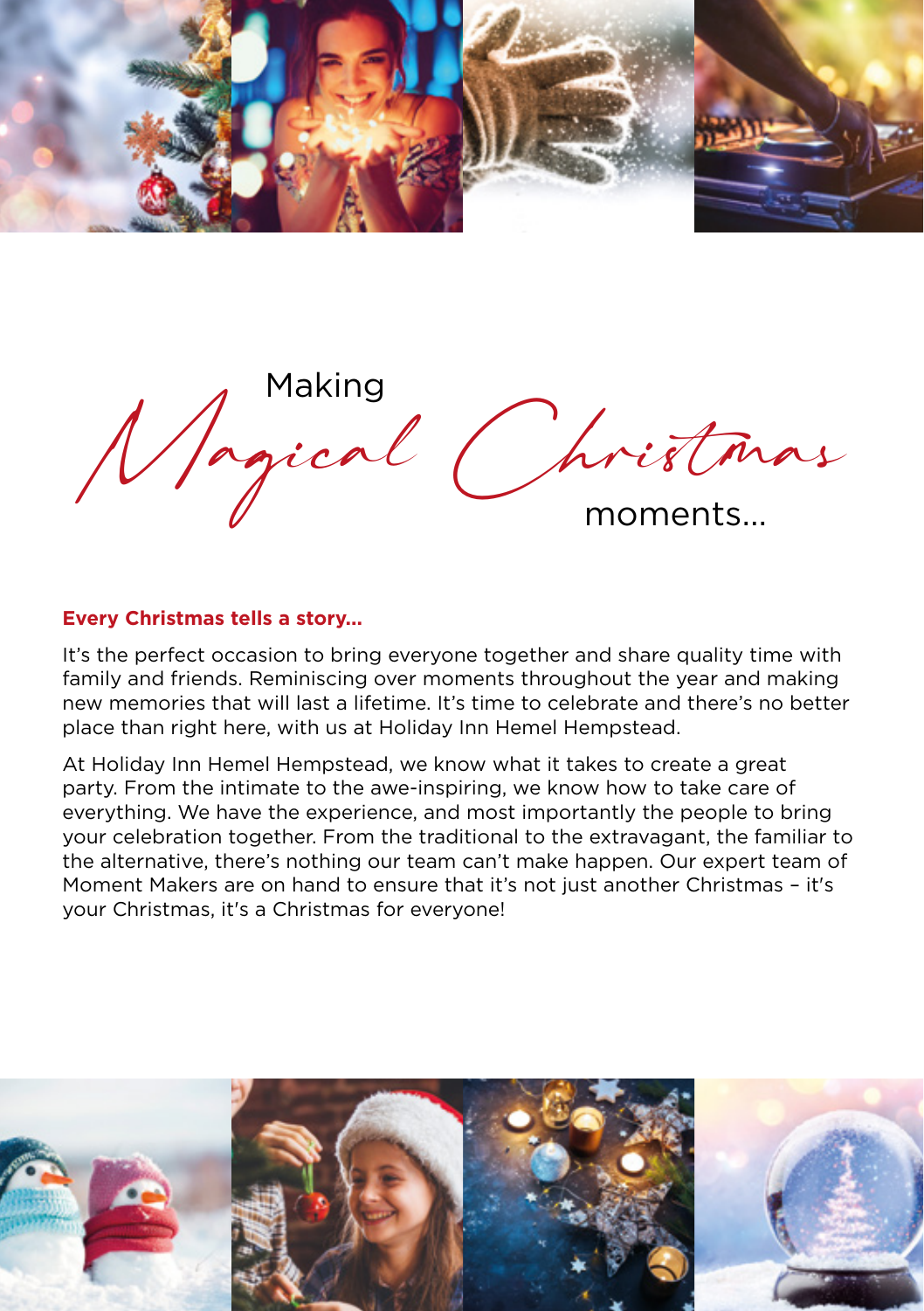# Making *Magical Christmas* moments...

**Every Christmas tells a story...**

It's the perfect occasion to bring everyone together and share quality time with family and friends. Reminiscing over moments throughout the year and making new memories that will last a lifetime. It's time to celebrate and there's no better place than right here, with us at Holiday Inn Hemel Hempstead.

At Holiday Inn Hemel Hempstead, we know what it takes to create a great party. From the intimate to the awe-inspiring, we know how to take care of everything. We have the experience, and most importantly the people to bring your celebration together. From the traditional to the extravagant, the familiar to the alternative, there's nothing our team can't make happen. Our expert team of Moment Makers are on hand to ensure that it's not just another Christmas – it's your Christmas, it's a Christmas for everyone!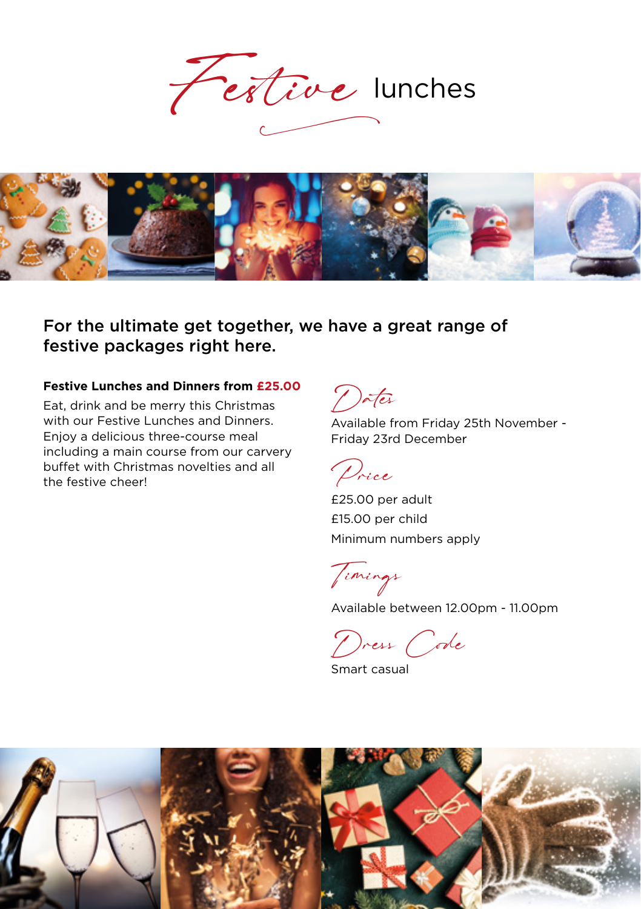# *Festive* lunches

## For the ultimate get together, we have a great range of festive packages right here.

**Festive Lunches and Dinners from £25.00**

Eat, drink and be merry this Christmas with our Festive Lunches and Dinners. Enjoy a delicious three-course meal including a main course from our carvery buffet with Christmas novelties and all the festive cheer!

### *Dates*

Available from Friday 25th November - Friday 23rd December

### *Price*

£25.00 per adult

£15.00 per child

Minimum numbers apply

### *Timings*

Available between 12.00pm - 11.00pm

### *Dress Code*

Smart casual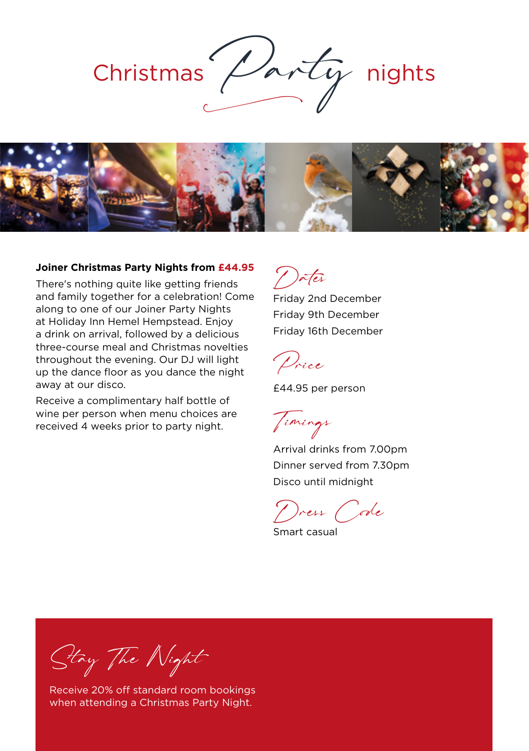# Christmas *Party* nights

**Joiner Christmas Party Nights from £44.95**

There's nothing quite like getting friends and family together for a celebration! Come along to one of our Joiner Party Nights at Holiday Inn Hemel Hempstead. Enjoy a drink on arrival, followed by a delicious three-course meal and Christmas novelties throughout the evening. Our DJ will light up the dance floor as you dance the night away at our disco.

Receive a complimentary half bottle of wine per person when menu choices are received 4 weeks prior to party night.

## *Dates*

Friday 2nd December
Friday 9th December
Friday 16th December

## *Price*

£44.95 per person

## *Timings*

Arrival drinks from 7.00pm
Dinner served from 7.30pm
Disco until midnight

## *Dress Code*

Smart casual

## *Stay The Night*

Receive 20% off standard room bookings when attending a Christmas Party Night.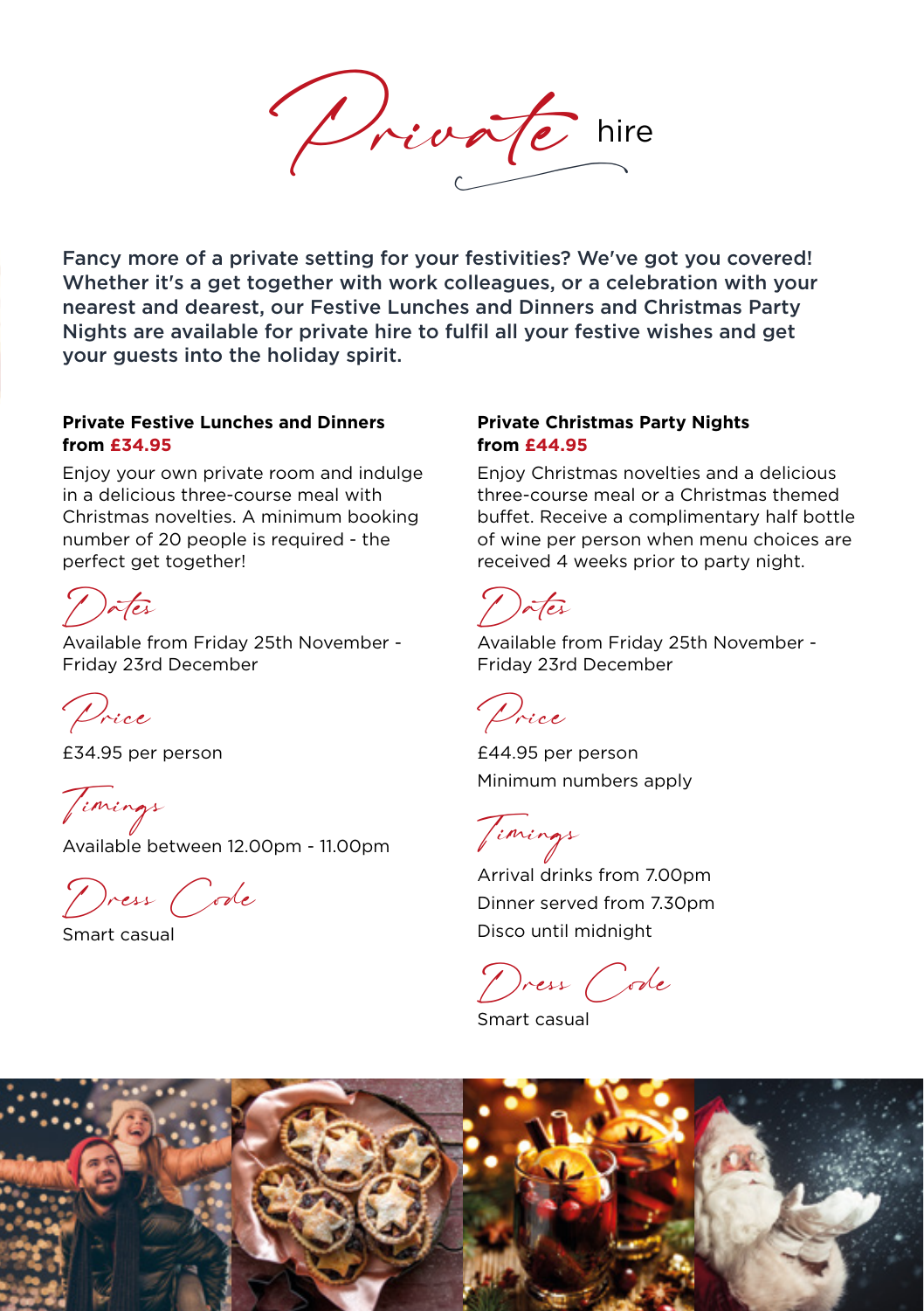# Private hire

Fancy more of a private setting for your festivities? We've got you covered! Whether it's a get together with work colleagues, or a celebration with your nearest and dearest, our Festive Lunches and Dinners and Christmas Party Nights are available for private hire to fulfil all your festive wishes and get your guests into the holiday spirit.

## Private Festive Lunches and Dinners from £34.95

Enjoy your own private room and indulge in a delicious three-course meal with Christmas novelties. A minimum booking number of 20 people is required - the perfect get together!

### Dates

Available from Friday 25th November - Friday 23rd December

### Price

£34.95 per person

### Timings

Available between 12.00pm - 11.00pm

### Dress Code

Smart casual

## Private Christmas Party Nights from £44.95

Enjoy Christmas novelties and a delicious three-course meal or a Christmas themed buffet. Receive a complimentary half bottle of wine per person when menu choices are received 4 weeks prior to party night.

### Dates

Available from Friday 25th November - Friday 23rd December

### Price

£44.95 per person

Minimum numbers apply

### Timings

Arrival drinks from 7.00pm

Dinner served from 7.30pm

Disco until midnight

### Dress Code

Smart casual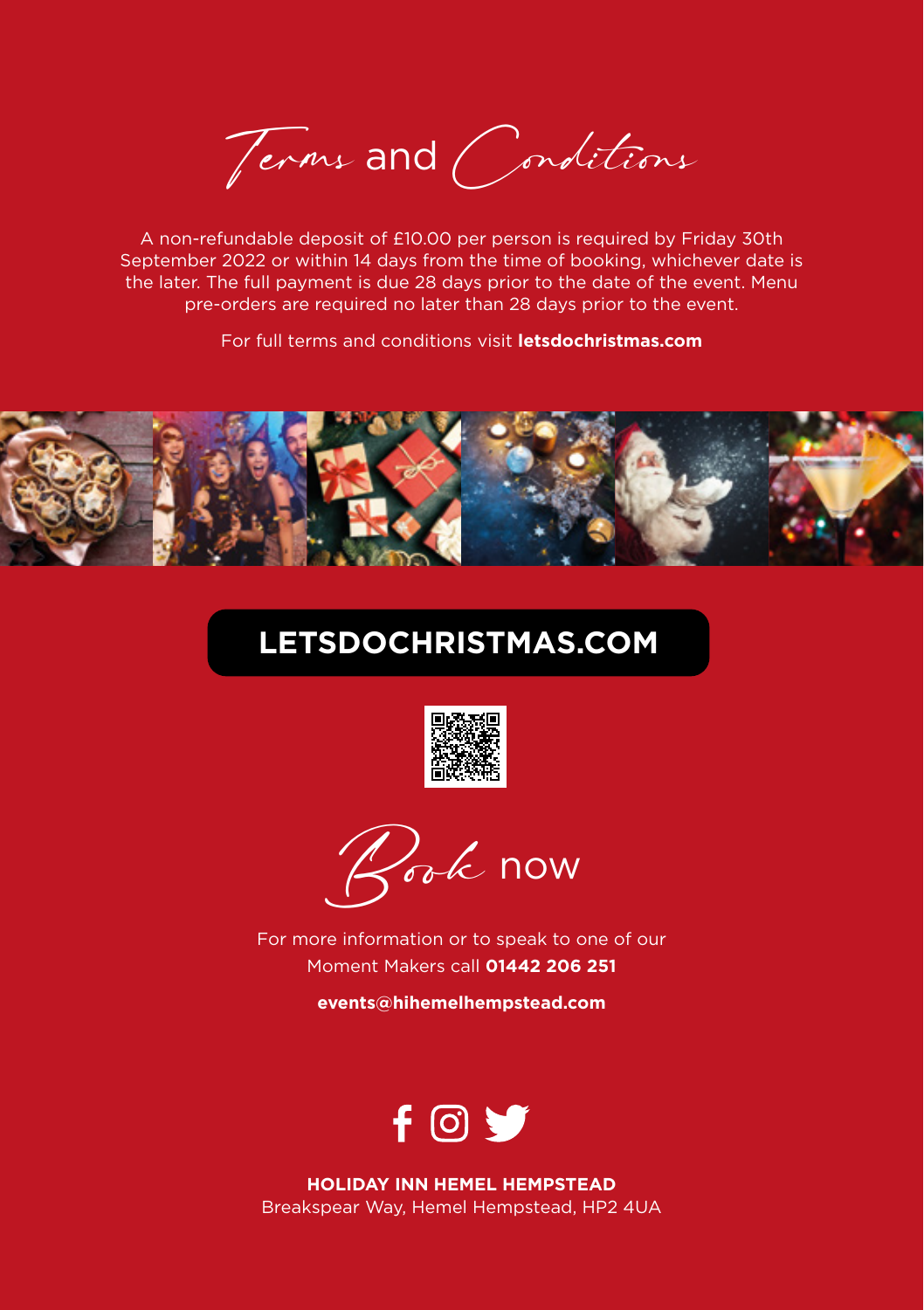# Terms and Conditions

A non-refundable deposit of £10.00 per person is required by Friday 30th September 2022 or within 14 days from the time of booking, whichever date is the later. The full payment is due 28 days prior to the date of the event. Menu pre-orders are required no later than 28 days prior to the event.

For full terms and conditions visit **letsdochristmas.com**

**LETSDOCHRISTMAS.COM**

## Book now

For more information or to speak to one of our Moment Makers call **01442 206 251**

**events@hihemelhempstead.com**

**HOLIDAY INN HEMEL HEMPSTEAD**
Breakspear Way, Hemel Hempstead, HP2 4UA